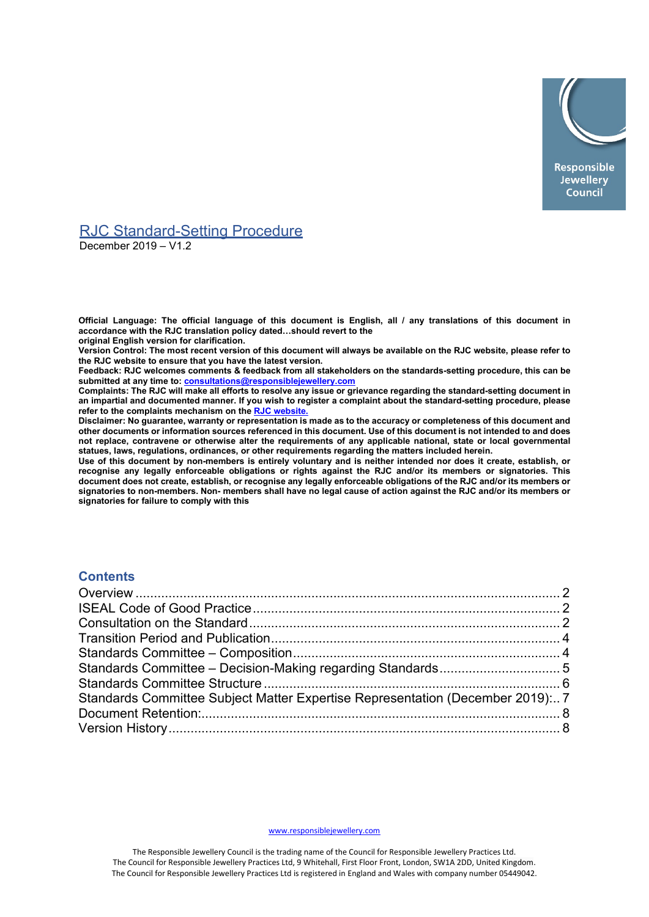Responsible Jewellery Council

# RJC Standard-Setting Procedure

December 2019 – V1.2

**Official Language: The official language of this document is English, all / any translations of this document in accordance with the RJC translation policy dated…should revert to the original English version for clarification.**

**Version Control: The most recent version of this document will always be available on the RJC website, please refer to the RJC website to ensure that you have the latest version.**

**Feedback: RJC welcomes comments & feedback from all stakeholders on the standards-setting procedure, this can be submitted at any time to: consultations@responsiblejewellery.com**

**Complaints: The RJC will make all efforts to resolve any issue or grievance regarding the standard-setting document in an impartial and documented manner. If you wish to register a complaint about the standard-setting procedure, please refer to the complaints mechanism on the RJC website.**

**Disclaimer: No guarantee, warranty or representation is made as to the accuracy or completeness of this document and other documents or information sources referenced in this document. Use of this document is not intended to and does not replace, contravene or otherwise alter the requirements of any applicable national, state or local governmental statues, laws, regulations, ordinances, or other requirements regarding the matters included herein.**

**Use of this document by non-members is entirely voluntary and is neither intended nor does it create, establish, or recognise any legally enforceable obligations or rights against the RJC and/or its members or signatories. This document does not create, establish, or recognise any legally enforceable obligations of the RJC and/or its members or signatories to non-members. Non- members shall have no legal cause of action against the RJC and/or its members or signatories for failure to comply with this**

## Contents

Overview ........................................................ 2
ISEAL Code of Good Practice ........................................................ 2
Consultation on the Standard ........................................................ 2
Transition Period and Publication ........................................................ 4
Standards Committee – Composition ........................................................ 4
Standards Committee – Decision-Making regarding Standards ........................................................ 5
Standards Committee Structure ........................................................ 6
Standards Committee Subject Matter Expertise Representation (December 2019): .. 7
Document Retention: ........................................................ 8
Version History ........................................................ 8

www.responsiblejewellery.com

The Responsible Jewellery Council is the trading name of the Council for Responsible Jewellery Practices Ltd.
The Council for Responsible Jewellery Practices Ltd, 9 Whitehall, First Floor Front, London, SW1A 2DD, United Kingdom.
The Council for Responsible Jewellery Practices Ltd is registered in England and Wales with company number 05449042.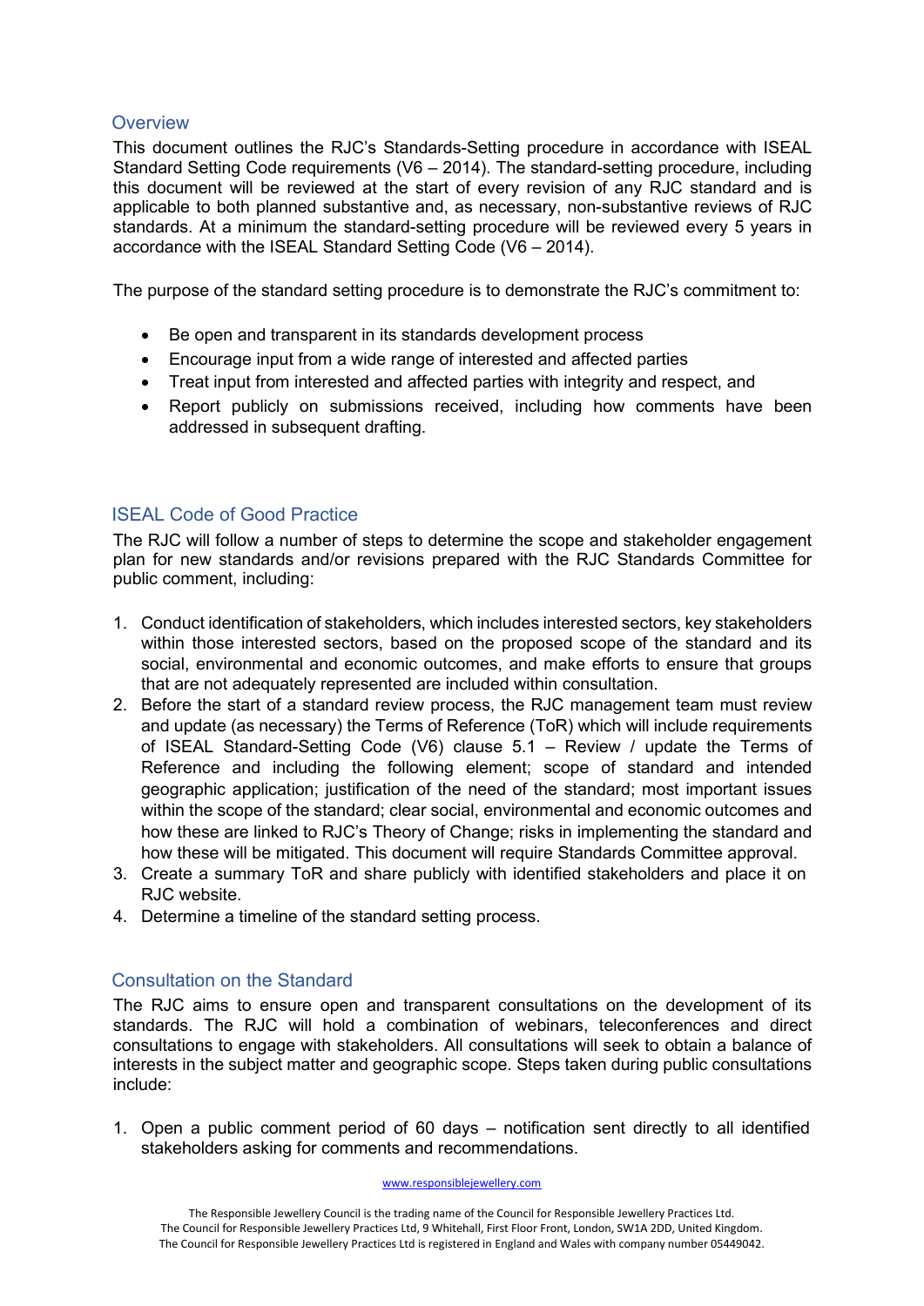## Overview

This document outlines the RJC's Standards-Setting procedure in accordance with ISEAL Standard Setting Code requirements (V6 – 2014). The standard-setting procedure, including this document will be reviewed at the start of every revision of any RJC standard and is applicable to both planned substantive and, as necessary, non-substantive reviews of RJC standards. At a minimum the standard-setting procedure will be reviewed every 5 years in accordance with the ISEAL Standard Setting Code (V6 – 2014).

The purpose of the standard setting procedure is to demonstrate the RJC's commitment to:

- Be open and transparent in its standards development process
- Encourage input from a wide range of interested and affected parties
- Treat input from interested and affected parties with integrity and respect, and
- Report publicly on submissions received, including how comments have been addressed in subsequent drafting.

## ISEAL Code of Good Practice

The RJC will follow a number of steps to determine the scope and stakeholder engagement plan for new standards and/or revisions prepared with the RJC Standards Committee for public comment, including:

1. Conduct identification of stakeholders, which includes interested sectors, key stakeholders within those interested sectors, based on the proposed scope of the standard and its social, environmental and economic outcomes, and make efforts to ensure that groups that are not adequately represented are included within consultation.
2. Before the start of a standard review process, the RJC management team must review and update (as necessary) the Terms of Reference (ToR) which will include requirements of ISEAL Standard-Setting Code (V6) clause 5.1 – Review / update the Terms of Reference and including the following element; scope of standard and intended geographic application; justification of the need of the standard; most important issues within the scope of the standard; clear social, environmental and economic outcomes and how these are linked to RJC's Theory of Change; risks in implementing the standard and how these will be mitigated. This document will require Standards Committee approval.
3. Create a summary ToR and share publicly with identified stakeholders and place it on RJC website.
4. Determine a timeline of the standard setting process.

## Consultation on the Standard

The RJC aims to ensure open and transparent consultations on the development of its standards. The RJC will hold a combination of webinars, teleconferences and direct consultations to engage with stakeholders. All consultations will seek to obtain a balance of interests in the subject matter and geographic scope. Steps taken during public consultations include:

1. Open a public comment period of 60 days – notification sent directly to all identified stakeholders asking for comments and recommendations.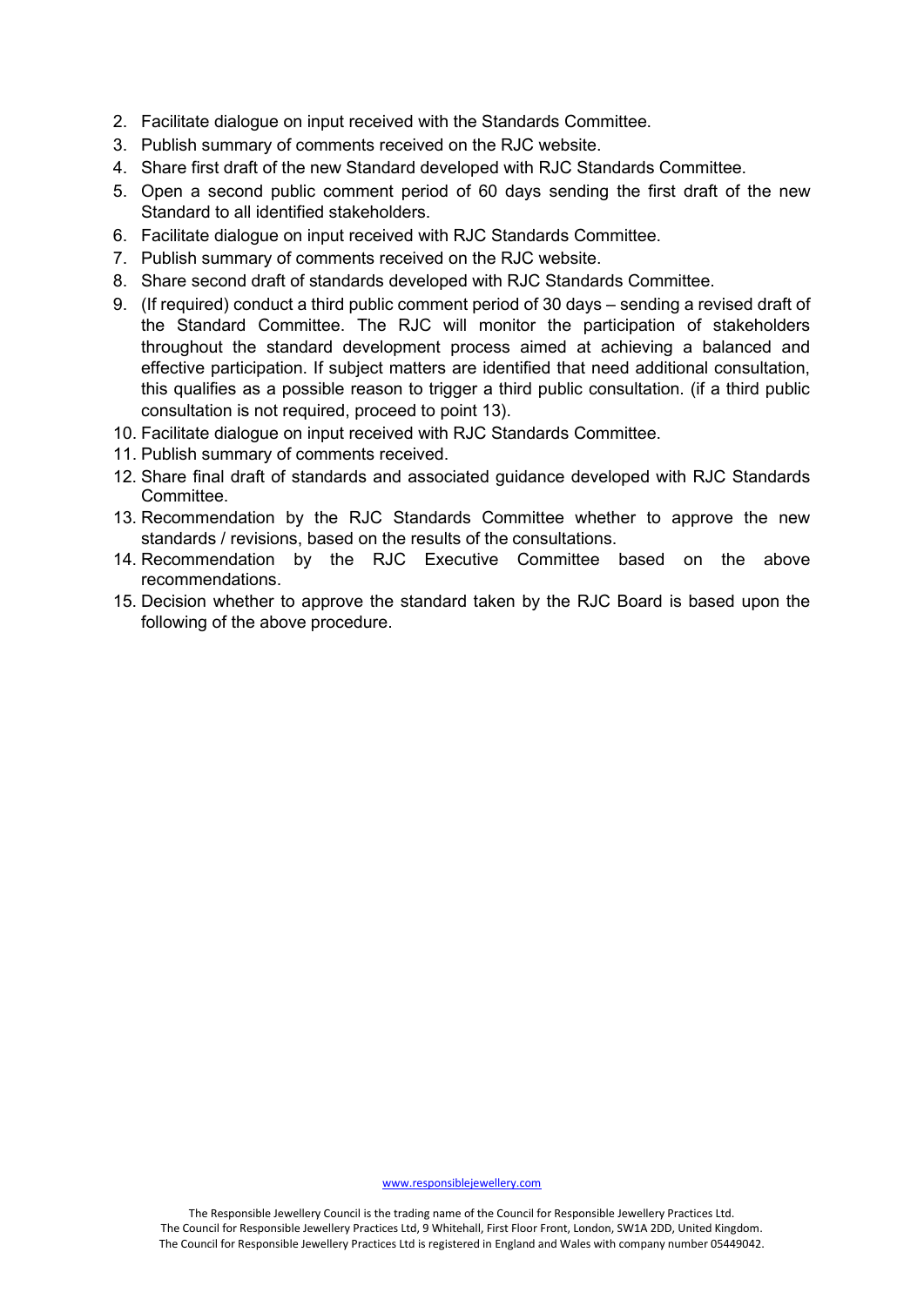2. Facilitate dialogue on input received with the Standards Committee.
3. Publish summary of comments received on the RJC website.
4. Share first draft of the new Standard developed with RJC Standards Committee.
5. Open a second public comment period of 60 days sending the first draft of the new Standard to all identified stakeholders.
6. Facilitate dialogue on input received with RJC Standards Committee.
7. Publish summary of comments received on the RJC website.
8. Share second draft of standards developed with RJC Standards Committee.
9. (If required) conduct a third public comment period of 30 days – sending a revised draft of the Standard Committee. The RJC will monitor the participation of stakeholders throughout the standard development process aimed at achieving a balanced and effective participation. If subject matters are identified that need additional consultation, this qualifies as a possible reason to trigger a third public consultation. (if a third public consultation is not required, proceed to point 13).
10. Facilitate dialogue on input received with RJC Standards Committee.
11. Publish summary of comments received.
12. Share final draft of standards and associated guidance developed with RJC Standards Committee.
13. Recommendation by the RJC Standards Committee whether to approve the new standards / revisions, based on the results of the consultations.
14. Recommendation by the RJC Executive Committee based on the above recommendations.
15. Decision whether to approve the standard taken by the RJC Board is based upon the following of the above procedure.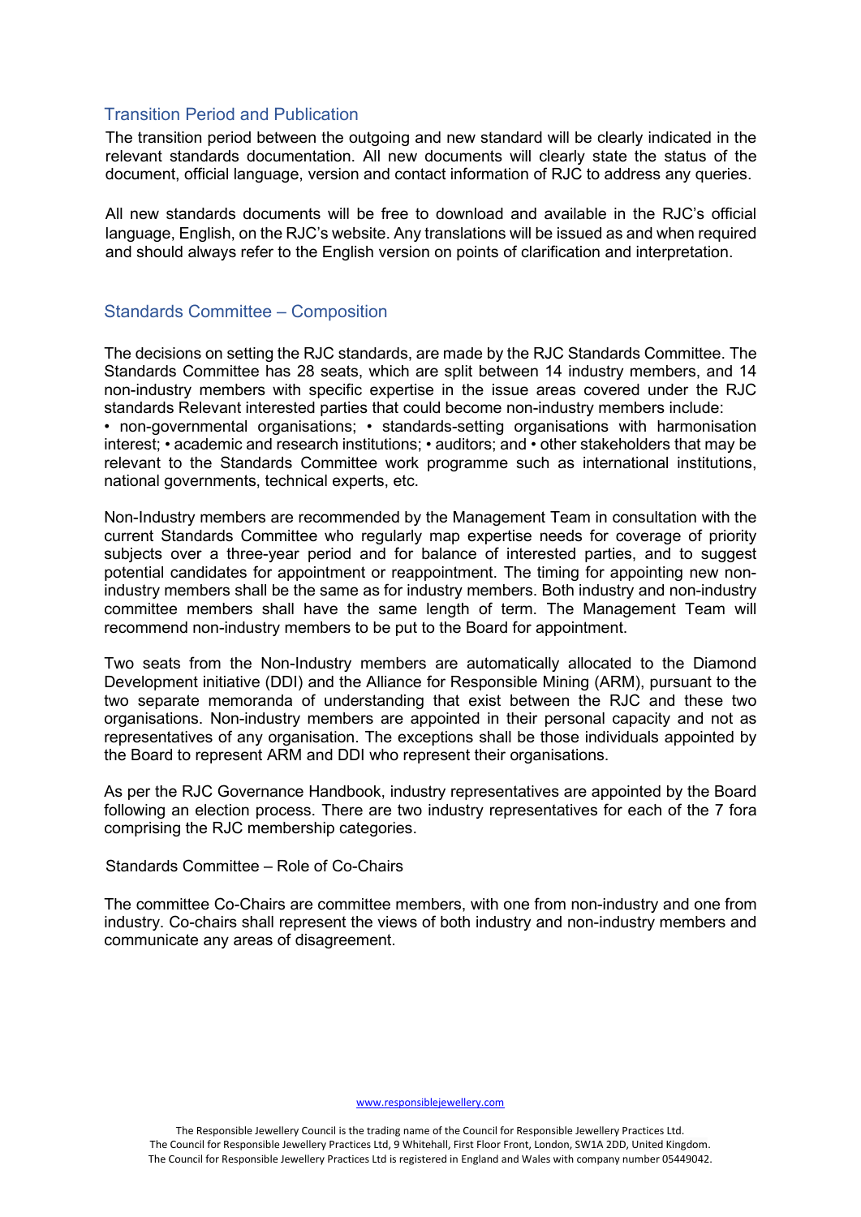## Transition Period and Publication

The transition period between the outgoing and new standard will be clearly indicated in the relevant standards documentation. All new documents will clearly state the status of the document, official language, version and contact information of RJC to address any queries.

All new standards documents will be free to download and available in the RJC's official language, English, on the RJC's website. Any translations will be issued as and when required and should always refer to the English version on points of clarification and interpretation.

## Standards Committee – Composition

The decisions on setting the RJC standards, are made by the RJC Standards Committee. The Standards Committee has 28 seats, which are split between 14 industry members, and 14 non-industry members with specific expertise in the issue areas covered under the RJC standards Relevant interested parties that could become non-industry members include:
• non-governmental organisations; • standards-setting organisations with harmonisation interest; • academic and research institutions; • auditors; and • other stakeholders that may be relevant to the Standards Committee work programme such as international institutions, national governments, technical experts, etc.

Non-Industry members are recommended by the Management Team in consultation with the current Standards Committee who regularly map expertise needs for coverage of priority subjects over a three-year period and for balance of interested parties, and to suggest potential candidates for appointment or reappointment. The timing for appointing new non-industry members shall be the same as for industry members. Both industry and non-industry committee members shall have the same length of term. The Management Team will recommend non-industry members to be put to the Board for appointment.

Two seats from the Non-Industry members are automatically allocated to the Diamond Development initiative (DDI) and the Alliance for Responsible Mining (ARM), pursuant to the two separate memoranda of understanding that exist between the RJC and these two organisations. Non-industry members are appointed in their personal capacity and not as representatives of any organisation. The exceptions shall be those individuals appointed by the Board to represent ARM and DDI who represent their organisations.

As per the RJC Governance Handbook, industry representatives are appointed by the Board following an election process. There are two industry representatives for each of the 7 fora comprising the RJC membership categories.

## Standards Committee – Role of Co-Chairs

The committee Co-Chairs are committee members, with one from non-industry and one from industry. Co-chairs shall represent the views of both industry and non-industry members and communicate any areas of disagreement.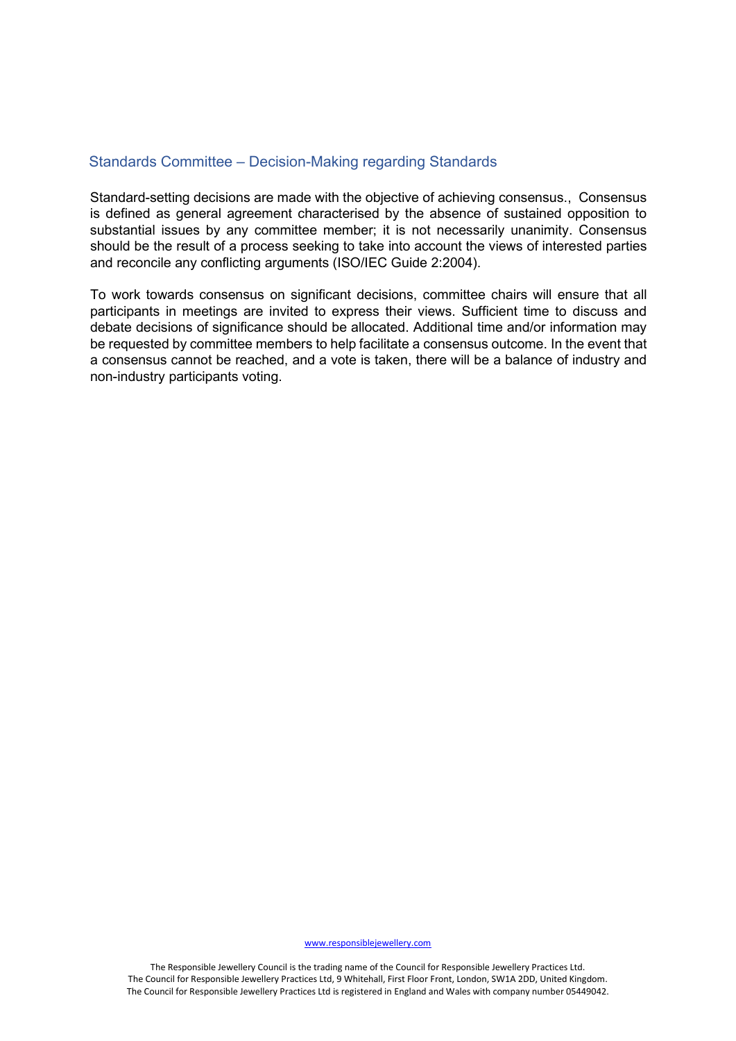## Standards Committee – Decision-Making regarding Standards

Standard-setting decisions are made with the objective of achieving consensus., Consensus is defined as general agreement characterised by the absence of sustained opposition to substantial issues by any committee member; it is not necessarily unanimity. Consensus should be the result of a process seeking to take into account the views of interested parties and reconcile any conflicting arguments (ISO/IEC Guide 2:2004).

To work towards consensus on significant decisions, committee chairs will ensure that all participants in meetings are invited to express their views. Sufficient time to discuss and debate decisions of significance should be allocated. Additional time and/or information may be requested by committee members to help facilitate a consensus outcome. In the event that a consensus cannot be reached, and a vote is taken, there will be a balance of industry and non-industry participants voting.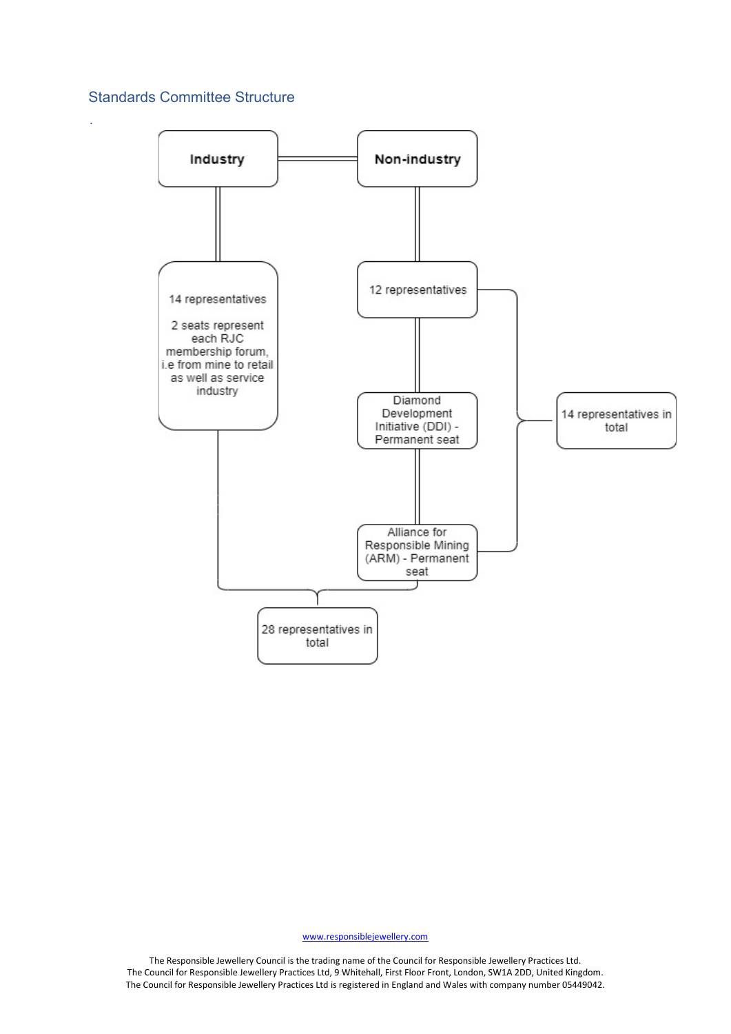## Standards Committee Structure

.

Industry

Non-industry

14 representatives

2 seats represent each RJC membership forum, i.e from mine to retail as well as service industry

12 representatives

Diamond Development Initiative (DDI) - Permanent seat

Alliance for Responsible Mining (ARM) - Permanent seat

14 representatives in total

28 representatives in total

www.responsiblejewellery.com

The Responsible Jewellery Council is the trading name of the Council for Responsible Jewellery Practices Ltd.
The Council for Responsible Jewellery Practices Ltd, 9 Whitehall, First Floor Front, London, SW1A 2DD, United Kingdom.
The Council for Responsible Jewellery Practices Ltd is registered in England and Wales with company number 05449042.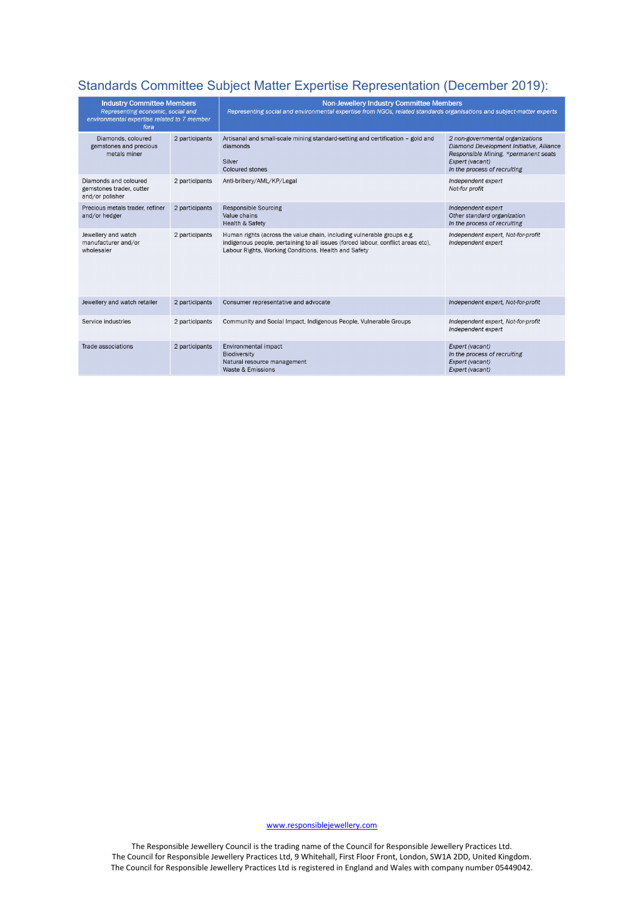## Standards Committee Subject Matter Expertise Representation (December 2019):

| Industry Committee Members *Representing economic, social and environmental expertise related to 7 member fora* | | Non-Jewellery Industry Committee Members *Representing social and environmental expertise from NGOs, related standards organisations and subject-matter experts* | |
|---|---|---|---|
| Diamonds, coloured gemstones and precious metals miner | 2 participants | Artisanal and small-scale mining standard-setting and certification – gold and diamonds<br><br>Silver<br>Coloured stones | *2 non-governmental organizations Diamond Development Initiative, Alliance Responsible Mining. \*permanent seats*<br>*Expert (vacant)*<br>*In the process of recruiting* |
| Diamonds and coloured gemstones trader, cutter and/or polisher | 2 participants | Anti-bribery/AML/KP/Legal | *Independent expert*<br>*Not-for profit* |
| Precious metals trader, refiner and/or hedger | 2 participants | Responsible Sourcing<br>Value chains<br>Health & Safety | *Independent expert*<br>*Other standard organization*<br>*In the process of recruiting* |
| Jewellery and watch manufacturer and/or wholesaler | 2 participants | Human rights (across the value chain, including vulnerable groups e.g. indigenous people, pertaining to all issues (forced labour, conflict areas etc).<br>Labour Rights, Working Conditions, Health and Safety | *Independent expert, Not-for-profit*<br>*Independent expert* |
| Jewellery and watch retailer | 2 participants | Consumer representative and advocate | *Independent expert, Not-for-profit* |
| Service industries | 2 participants | Community and Social Impact, Indigenous People, Vulnerable Groups | *Independent expert, Not-for-profit*<br>*Independent expert* |
| Trade associations | 2 participants | Environmental impact<br>Biodiversity<br>Natural resource management<br>Waste & Emissions | *Expert (vacant)*<br>*In the process of recruiting*<br>*Expert (vacant)*<br>*Expert (vacant)* |

www.responsiblejewellery.com

The Responsible Jewellery Council is the trading name of the Council for Responsible Jewellery Practices Ltd.
The Council for Responsible Jewellery Practices Ltd, 9 Whitehall, First Floor Front, London, SW1A 2DD, United Kingdom.
The Council for Responsible Jewellery Practices Ltd is registered in England and Wales with company number 05449042.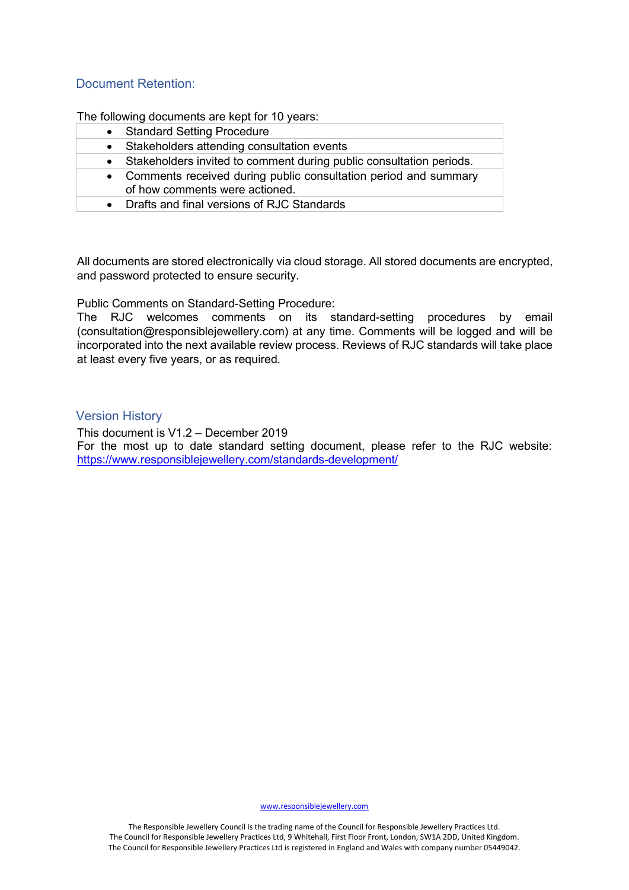## Document Retention:

The following documents are kept for 10 years:

| |
|---|
| • Standard Setting Procedure |
| • Stakeholders attending consultation events |
| • Stakeholders invited to comment during public consultation periods. |
| • Comments received during public consultation period and summary of how comments were actioned. |
| • Drafts and final versions of RJC Standards |

All documents are stored electronically via cloud storage. All stored documents are encrypted, and password protected to ensure security.

Public Comments on Standard-Setting Procedure:
The RJC welcomes comments on its standard-setting procedures by email (consultation@responsiblejewellery.com) at any time. Comments will be logged and will be incorporated into the next available review process. Reviews of RJC standards will take place at least every five years, or as required.

## Version History

This document is V1.2 – December 2019
For the most up to date standard setting document, please refer to the RJC website: https://www.responsiblejewellery.com/standards-development/

www.responsiblejewellery.com

The Responsible Jewellery Council is the trading name of the Council for Responsible Jewellery Practices Ltd.
The Council for Responsible Jewellery Practices Ltd, 9 Whitehall, First Floor Front, London, SW1A 2DD, United Kingdom.
The Council for Responsible Jewellery Practices Ltd is registered in England and Wales with company number 05449042.